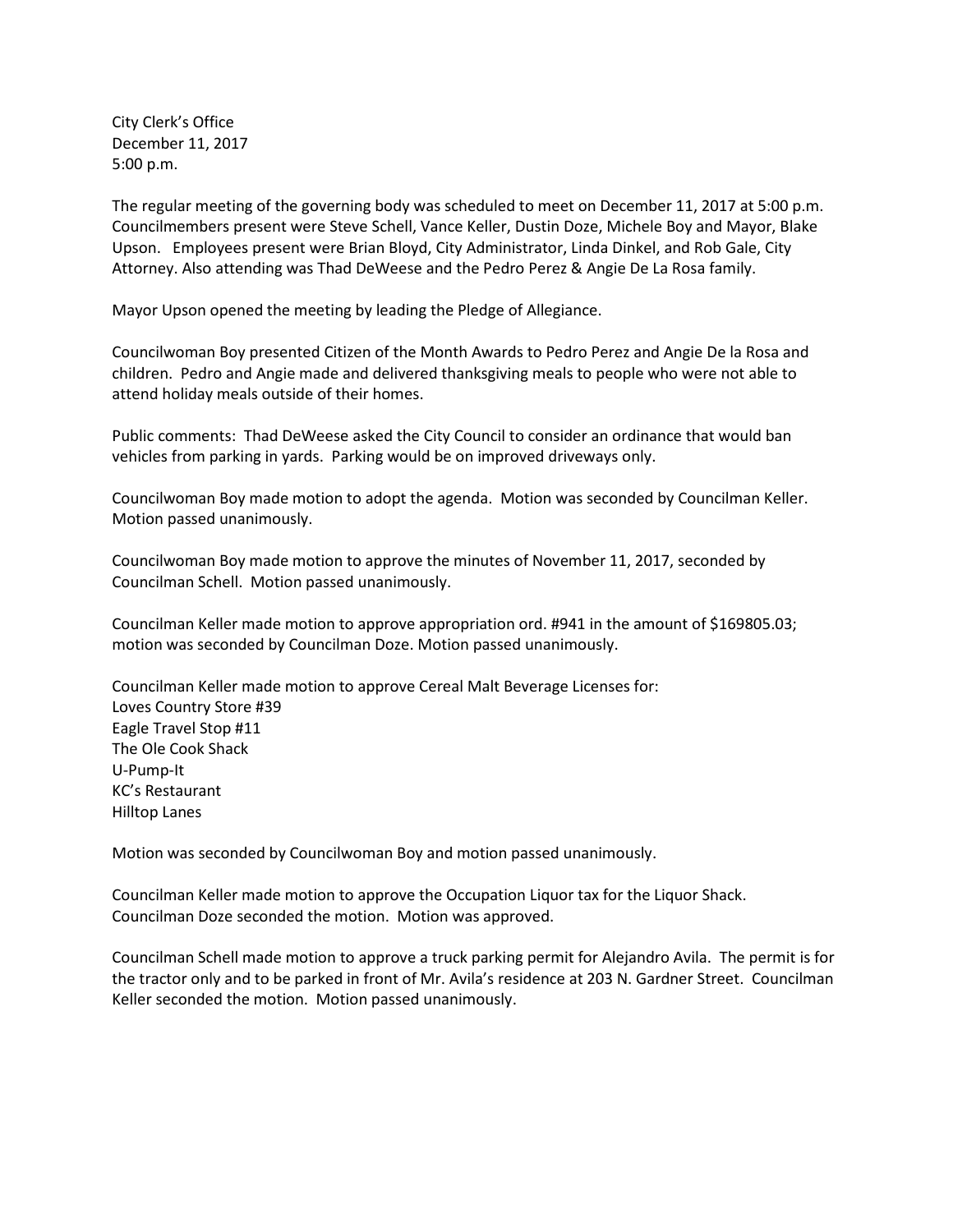City Clerk's Office
December 11, 2017
5:00 p.m.

The regular meeting of the governing body was scheduled to meet on December 11, 2017 at 5:00 p.m. Councilmembers present were Steve Schell, Vance Keller, Dustin Doze, Michele Boy and Mayor, Blake Upson. Employees present were Brian Bloyd, City Administrator, Linda Dinkel, and Rob Gale, City Attorney. Also attending was Thad DeWeese and the Pedro Perez & Angie De La Rosa family.

Mayor Upson opened the meeting by leading the Pledge of Allegiance.

Councilwoman Boy presented Citizen of the Month Awards to Pedro Perez and Angie De la Rosa and children. Pedro and Angie made and delivered thanksgiving meals to people who were not able to attend holiday meals outside of their homes.

Public comments: Thad DeWeese asked the City Council to consider an ordinance that would ban vehicles from parking in yards. Parking would be on improved driveways only.

Councilwoman Boy made motion to adopt the agenda. Motion was seconded by Councilman Keller. Motion passed unanimously.

Councilwoman Boy made motion to approve the minutes of November 11, 2017, seconded by Councilman Schell. Motion passed unanimously.

Councilman Keller made motion to approve appropriation ord. #941 in the amount of $169805.03; motion was seconded by Councilman Doze. Motion passed unanimously.

Councilman Keller made motion to approve Cereal Malt Beverage Licenses for:
Loves Country Store #39
Eagle Travel Stop #11
The Ole Cook Shack
U-Pump-It
KC's Restaurant
Hilltop Lanes

Motion was seconded by Councilwoman Boy and motion passed unanimously.

Councilman Keller made motion to approve the Occupation Liquor tax for the Liquor Shack. Councilman Doze seconded the motion. Motion was approved.

Councilman Schell made motion to approve a truck parking permit for Alejandro Avila. The permit is for the tractor only and to be parked in front of Mr. Avila's residence at 203 N. Gardner Street. Councilman Keller seconded the motion. Motion passed unanimously.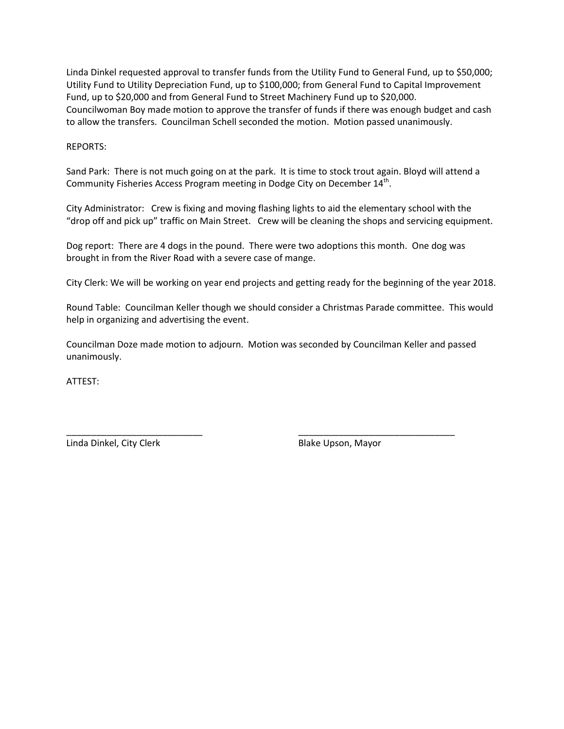Linda Dinkel requested approval to transfer funds from the Utility Fund to General Fund, up to $50,000; Utility Fund to Utility Depreciation Fund, up to $100,000; from General Fund to Capital Improvement Fund, up to $20,000 and from General Fund to Street Machinery Fund up to $20,000. Councilwoman Boy made motion to approve the transfer of funds if there was enough budget and cash to allow the transfers. Councilman Schell seconded the motion. Motion passed unanimously.

REPORTS:

Sand Park: There is not much going on at the park. It is time to stock trout again. Bloyd will attend a Community Fisheries Access Program meeting in Dodge City on December 14th.

City Administrator: Crew is fixing and moving flashing lights to aid the elementary school with the "drop off and pick up" traffic on Main Street. Crew will be cleaning the shops and servicing equipment.

Dog report: There are 4 dogs in the pound. There were two adoptions this month. One dog was brought in from the River Road with a severe case of mange.

City Clerk: We will be working on year end projects and getting ready for the beginning of the year 2018.

Round Table: Councilman Keller though we should consider a Christmas Parade committee. This would help in organizing and advertising the event.

Councilman Doze made motion to adjourn. Motion was seconded by Councilman Keller and passed unanimously.

ATTEST:

___________________________ ______________________________

Linda Dinkel, City Clerk Blake Upson, Mayor